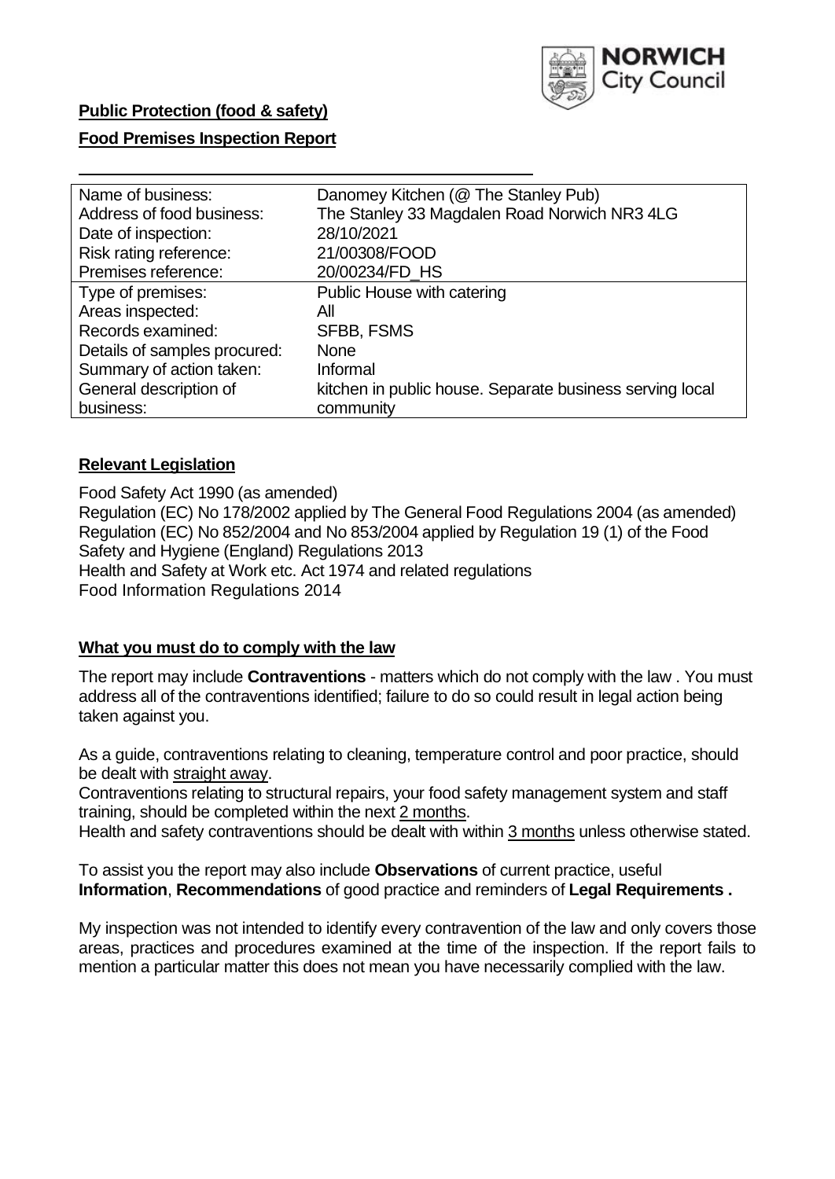**NORWICH City Council**

**Public Protection (food & safety)**

**Food Premises Inspection Report**

| | |
|---|---|
| Name of business: | Danomey Kitchen (@ The Stanley Pub) |
| Address of food business: | The Stanley 33 Magdalen Road Norwich NR3 4LG |
| Date of inspection: | 28/10/2021 |
| Risk rating reference: | 21/00308/FOOD |
| Premises reference: | 20/00234/FD_HS |
| Type of premises: | Public House with catering |
| Areas inspected: | All |
| Records examined: | SFBB, FSMS |
| Details of samples procured: | None |
| Summary of action taken: | Informal |
| General description of business: | kitchen in public house. Separate business serving local community |

## **Relevant Legislation**

Food Safety Act 1990 (as amended)
Regulation (EC) No 178/2002 applied by The General Food Regulations 2004 (as amended)
Regulation (EC) No 852/2004 and No 853/2004 applied by Regulation 19 (1) of the Food Safety and Hygiene (England) Regulations 2013
Health and Safety at Work etc. Act 1974 and related regulations
Food Information Regulations 2014

## **What you must do to comply with the law**

The report may include **Contraventions** - matters which do not comply with the law . You must address all of the contraventions identified; failure to do so could result in legal action being taken against you.

As a guide, contraventions relating to cleaning, temperature control and poor practice, should be dealt with straight away.

Contraventions relating to structural repairs, your food safety management system and staff training, should be completed within the next 2 months.

Health and safety contraventions should be dealt with within 3 months unless otherwise stated.

To assist you the report may also include **Observations** of current practice, useful **Information**, **Recommendations** of good practice and reminders of **Legal Requirements .**

My inspection was not intended to identify every contravention of the law and only covers those areas, practices and procedures examined at the time of the inspection. If the report fails to mention a particular matter this does not mean you have necessarily complied with the law.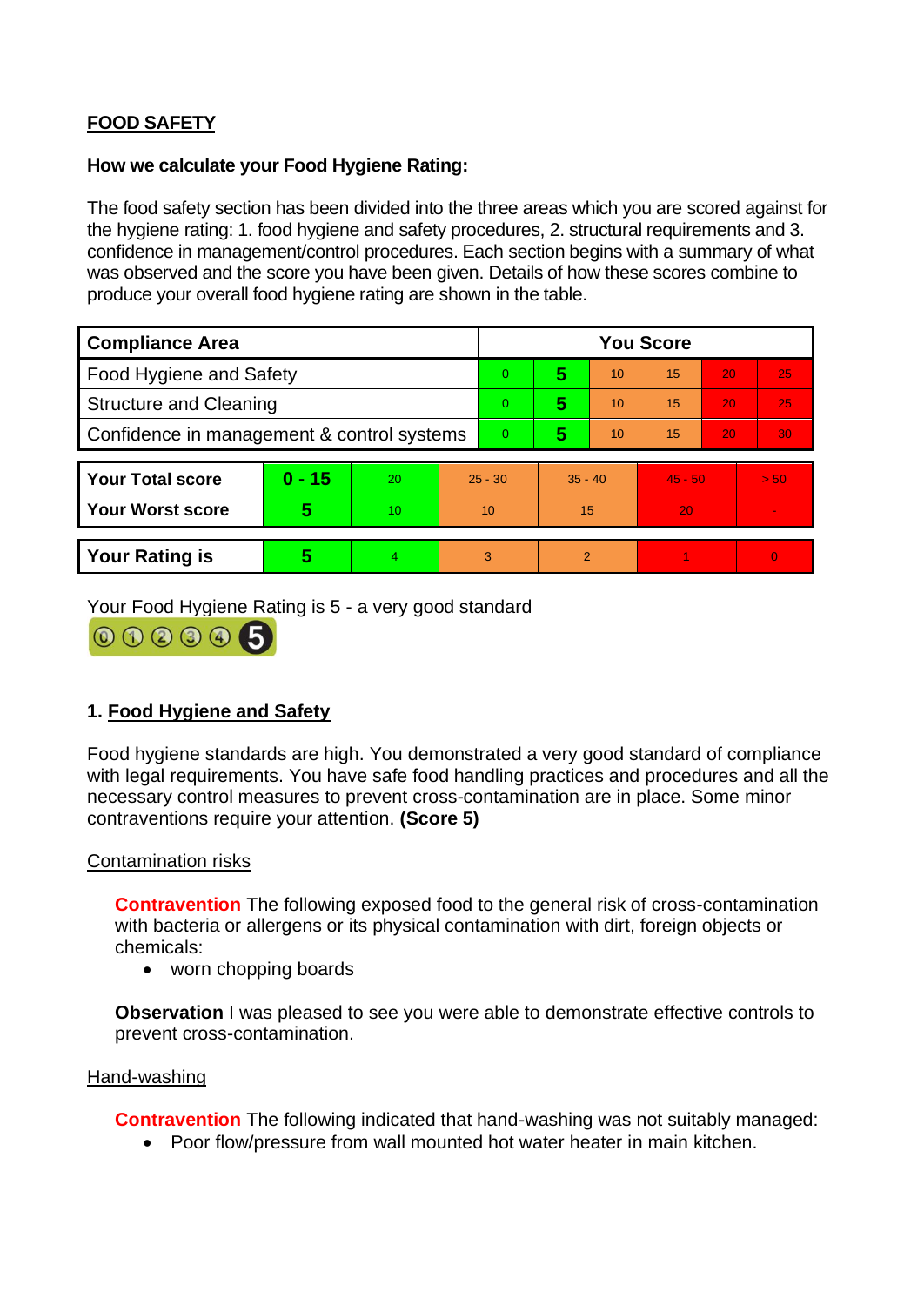**FOOD SAFETY**

**How we calculate your Food Hygiene Rating:**

The food safety section has been divided into the three areas which you are scored against for the hygiene rating: 1. food hygiene and safety procedures, 2. structural requirements and 3. confidence in management/control procedures. Each section begins with a summary of what was observed and the score you have been given. Details of how these scores combine to produce your overall food hygiene rating are shown in the table.

| Compliance Area | You Score | | | | | |
|---|---|---|---|---|---|---|
| Food Hygiene and Safety | 0 | **5** | 10 | 15 | 20 | 25 |
| Structure and Cleaning | 0 | **5** | 10 | 15 | 20 | 25 |
| Confidence in management & control systems | 0 | **5** | 10 | 15 | 20 | 30 |

| | | | | | | |
|---|---|---|---|---|---|---|
| **Your Total score** | **0 - 15** | 20 | 25 - 30 | 35 - 40 | 45 - 50 | > 50 |
| **Your Worst score** | **5** | 10 | 10 | 15 | 20 | - |
| **Your Rating is** | **5** | 4 | 3 | 2 | 1 | 0 |

Your Food Hygiene Rating is 5 - a very good standard

## 1. Food Hygiene and Safety

Food hygiene standards are high. You demonstrated a very good standard of compliance with legal requirements. You have safe food handling practices and procedures and all the necessary control measures to prevent cross-contamination are in place. Some minor contraventions require your attention. **(Score 5)**

Contamination risks

**Contravention** The following exposed food to the general risk of cross-contamination with bacteria or allergens or its physical contamination with dirt, foreign objects or chemicals:

- worn chopping boards

**Observation** I was pleased to see you were able to demonstrate effective controls to prevent cross-contamination.

Hand-washing

**Contravention** The following indicated that hand-washing was not suitably managed:

- Poor flow/pressure from wall mounted hot water heater in main kitchen.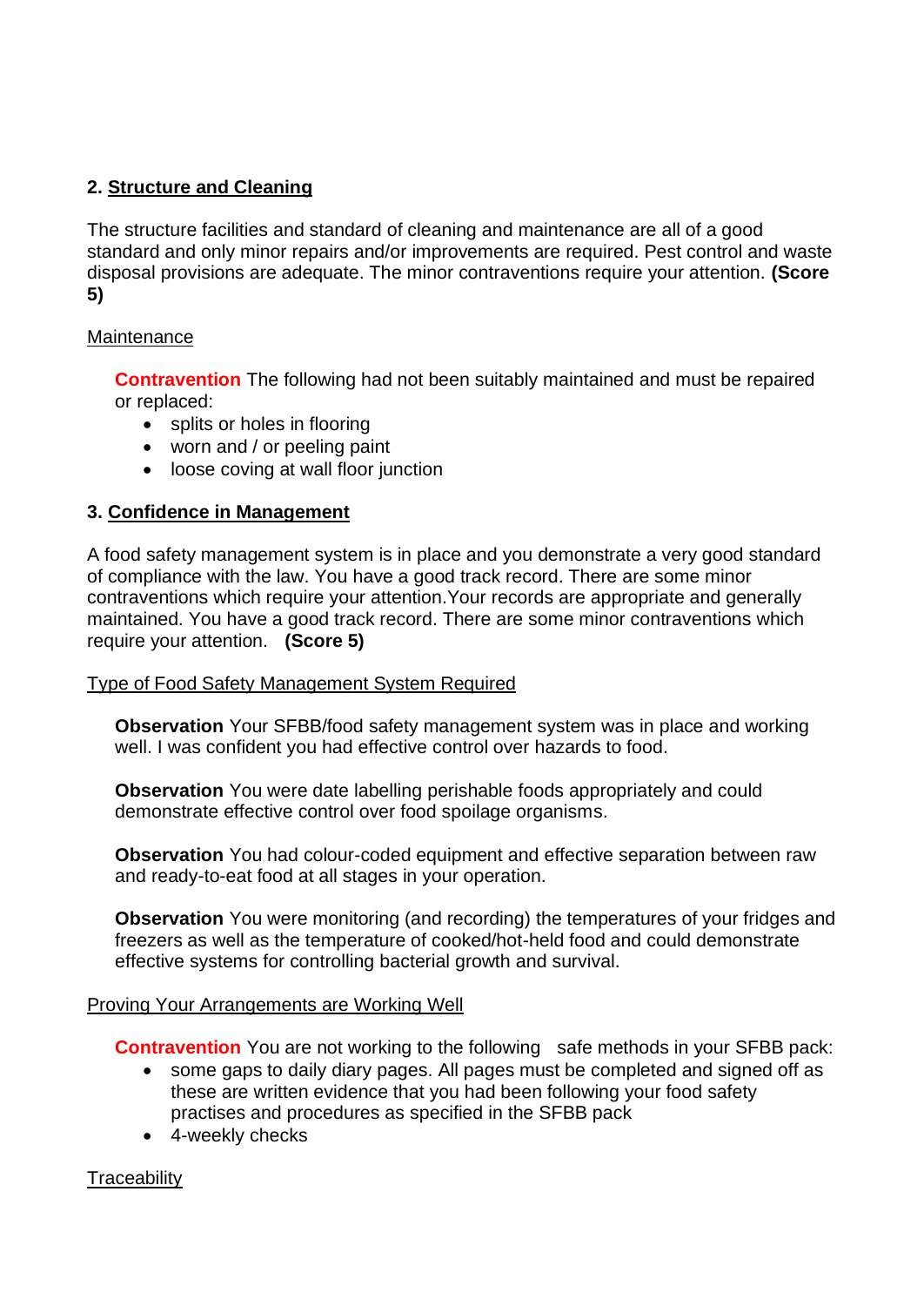## 2. Structure and Cleaning

The structure facilities and standard of cleaning and maintenance are all of a good standard and only minor repairs and/or improvements are required. Pest control and waste disposal provisions are adequate. The minor contraventions require your attention. **(Score 5)**

Maintenance

**Contravention** The following had not been suitably maintained and must be repaired or replaced:

- splits or holes in flooring
- worn and / or peeling paint
- loose coving at wall floor junction

## 3. Confidence in Management

A food safety management system is in place and you demonstrate a very good standard of compliance with the law. You have a good track record. There are some minor contraventions which require your attention.Your records are appropriate and generally maintained. You have a good track record. There are some minor contraventions which require your attention. **(Score 5)**

Type of Food Safety Management System Required

**Observation** Your SFBB/food safety management system was in place and working well. I was confident you had effective control over hazards to food.

**Observation** You were date labelling perishable foods appropriately and could demonstrate effective control over food spoilage organisms.

**Observation** You had colour-coded equipment and effective separation between raw and ready-to-eat food at all stages in your operation.

**Observation** You were monitoring (and recording) the temperatures of your fridges and freezers as well as the temperature of cooked/hot-held food and could demonstrate effective systems for controlling bacterial growth and survival.

Proving Your Arrangements are Working Well

**Contravention** You are not working to the following safe methods in your SFBB pack:

- some gaps to daily diary pages. All pages must be completed and signed off as these are written evidence that you had been following your food safety practises and procedures as specified in the SFBB pack
- 4-weekly checks

Traceability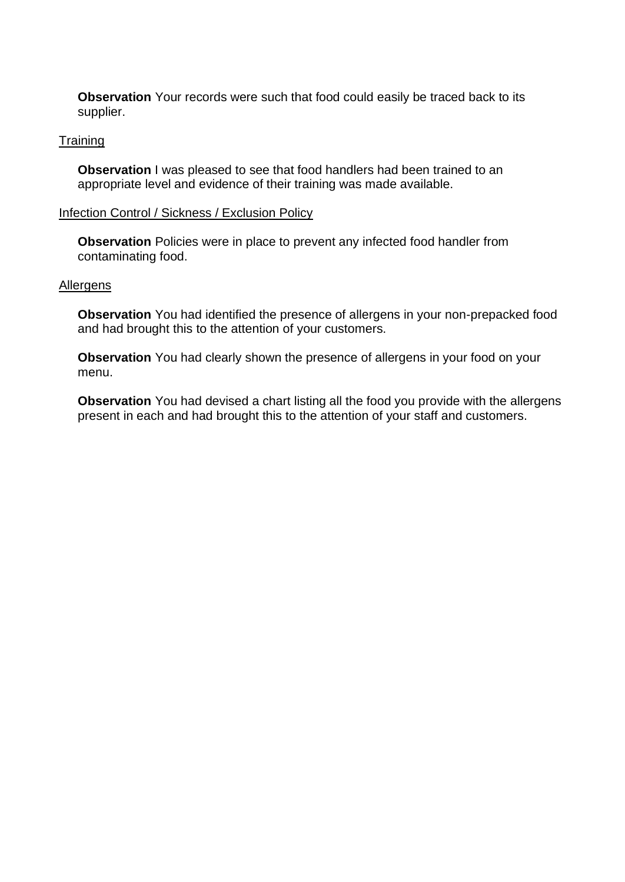**Observation** Your records were such that food could easily be traced back to its supplier.

Training

**Observation** I was pleased to see that food handlers had been trained to an appropriate level and evidence of their training was made available.

Infection Control / Sickness / Exclusion Policy

**Observation** Policies were in place to prevent any infected food handler from contaminating food.

Allergens

**Observation** You had identified the presence of allergens in your non-prepacked food and had brought this to the attention of your customers.

**Observation** You had clearly shown the presence of allergens in your food on your menu.

**Observation** You had devised a chart listing all the food you provide with the allergens present in each and had brought this to the attention of your staff and customers.